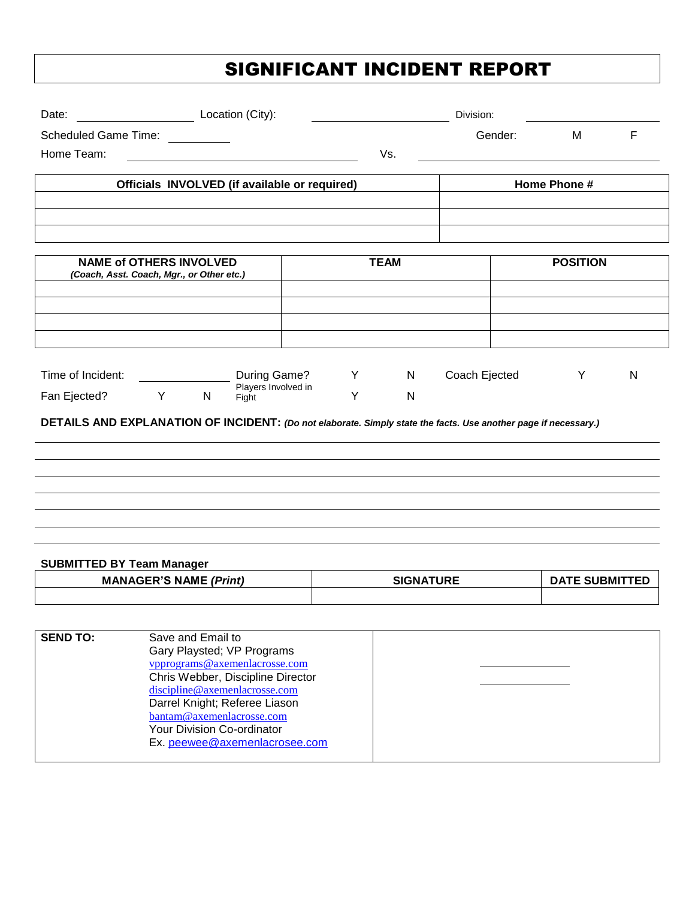# SIGNIFICANT INCIDENT REPORT

Date: ____________________ Location (City): ____________________ Division: ____________________

Scheduled Game Time: __________ Gender: M F

Home Team: ______________________________ Vs. ______________________________

| Officials INVOLVED (if available or required) | Home Phone # |
|---|---|
| | |
| | |
| | |

| NAME of OTHERS INVOLVED *(Coach, Asst. Coach, Mgr., or Other etc.)* | TEAM | POSITION |
|---|---|---|
| | | |
| | | |
| | | |
| | | |

Time of Incident: ____________ During Game? Y N Coach Ejected Y N

Fan Ejected? Y N Players Involved in Fight Y N

**DETAILS AND EXPLANATION OF INCIDENT:** ***(Do not elaborate. Simply state the facts. Use another page if necessary.)***

______________________________________________________________________

______________________________________________________________________

______________________________________________________________________

______________________________________________________________________

______________________________________________________________________

______________________________________________________________________

**SUBMITTED BY Team Manager**

| MANAGER'S NAME *(Print)* | SIGNATURE | DATE SUBMITTED |
|---|---|---|
| | | |

| **SEND TO:** | Save and Email to<br>Gary Playsted; VP Programs<br>vpprograms@axemenlacrosse.com<br>Chris Webber, Discipline Director<br>discipline@axemenlacrosse.com<br>Darrel Knight; Referee Liason<br>bantam@axemenlacrosse.com<br>Your Division Co-ordinator<br>Ex. peewee@axemenlacrosee.com | ____________<br>____________ |
|---|---|---|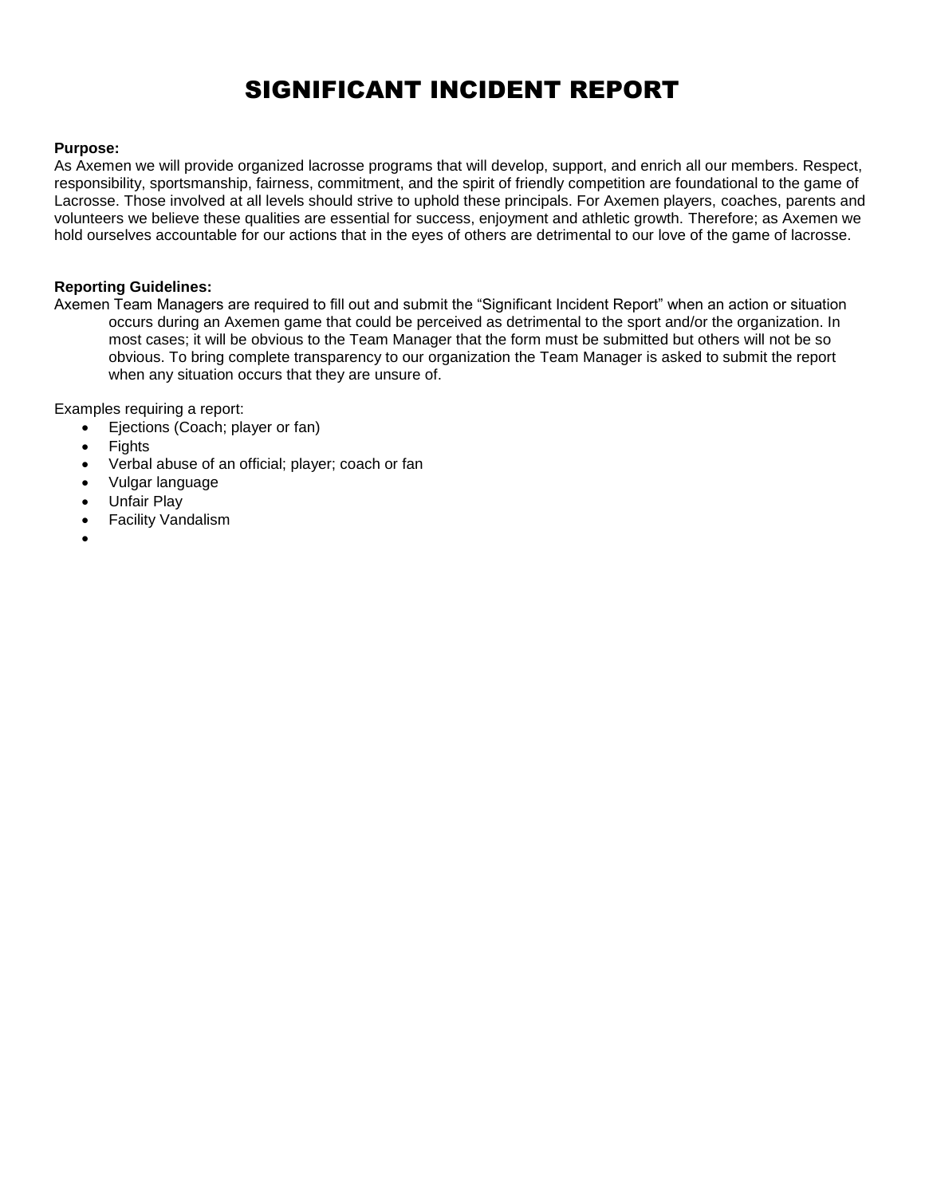# SIGNIFICANT INCIDENT REPORT

**Purpose:**
As Axemen we will provide organized lacrosse programs that will develop, support, and enrich all our members. Respect, responsibility, sportsmanship, fairness, commitment, and the spirit of friendly competition are foundational to the game of Lacrosse. Those involved at all levels should strive to uphold these principals. For Axemen players, coaches, parents and volunteers we believe these qualities are essential for success, enjoyment and athletic growth. Therefore; as Axemen we hold ourselves accountable for our actions that in the eyes of others are detrimental to our love of the game of lacrosse.

**Reporting Guidelines:**
Axemen Team Managers are required to fill out and submit the "Significant Incident Report" when an action or situation occurs during an Axemen game that could be perceived as detrimental to the sport and/or the organization. In most cases; it will be obvious to the Team Manager that the form must be submitted but others will not be so obvious. To bring complete transparency to our organization the Team Manager is asked to submit the report when any situation occurs that they are unsure of.

Examples requiring a report:

- Ejections (Coach; player or fan)
- Fights
- Verbal abuse of an official; player; coach or fan
- Vulgar language
- Unfair Play
- Facility Vandalism
-